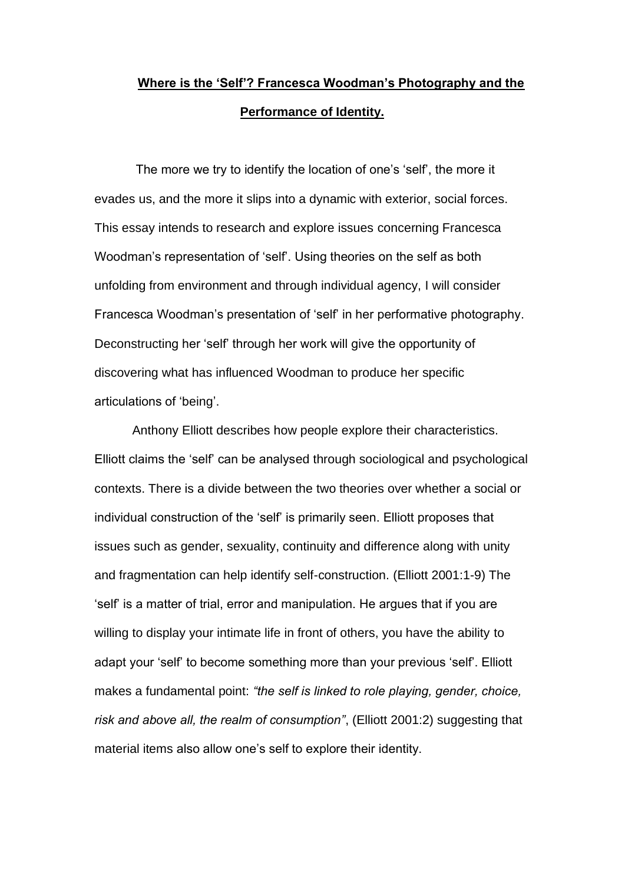# **Where is the 'Self'? Francesca Woodman's Photography and the Performance of Identity.**

The more we try to identify the location of one's 'self', the more it evades us, and the more it slips into a dynamic with exterior, social forces. This essay intends to research and explore issues concerning Francesca Woodman's representation of 'self'. Using theories on the self as both unfolding from environment and through individual agency, I will consider Francesca Woodman's presentation of 'self' in her performative photography. Deconstructing her 'self' through her work will give the opportunity of discovering what has influenced Woodman to produce her specific articulations of 'being'.

Anthony Elliott describes how people explore their characteristics. Elliott claims the 'self' can be analysed through sociological and psychological contexts. There is a divide between the two theories over whether a social or individual construction of the 'self' is primarily seen. Elliott proposes that issues such as gender, sexuality, continuity and difference along with unity and fragmentation can help identify self-construction. (Elliott 2001:1-9) The 'self' is a matter of trial, error and manipulation. He argues that if you are willing to display your intimate life in front of others, you have the ability to adapt your 'self' to become something more than your previous 'self'. Elliott makes a fundamental point: *"the self is linked to role playing, gender, choice, risk and above all, the realm of consumption"*, (Elliott 2001:2) suggesting that material items also allow one's self to explore their identity.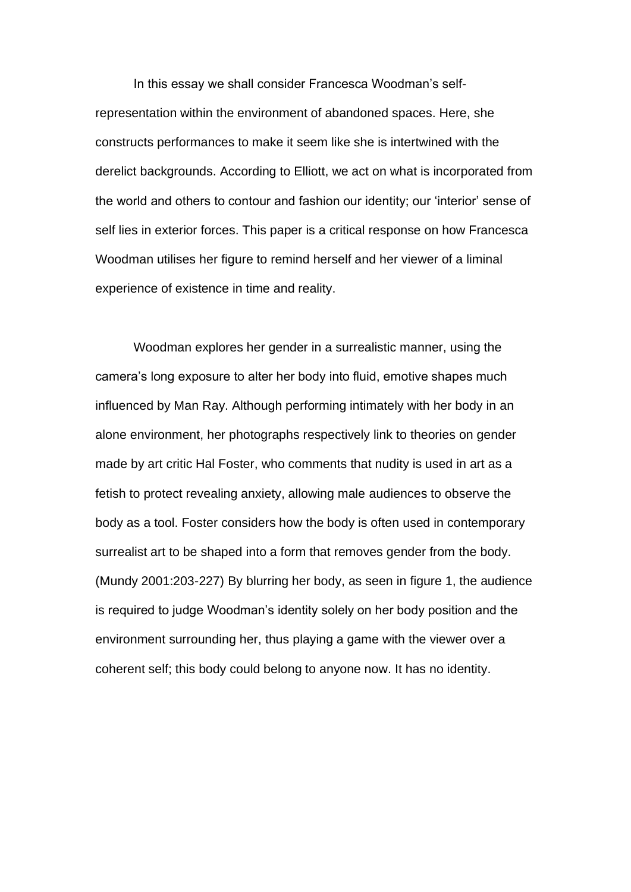In this essay we shall consider Francesca Woodman's self-representation within the environment of abandoned spaces. Here, she constructs performances to make it seem like she is intertwined with the derelict backgrounds. According to Elliott, we act on what is incorporated from the world and others to contour and fashion our identity; our 'interior' sense of self lies in exterior forces. This paper is a critical response on how Francesca Woodman utilises her figure to remind herself and her viewer of a liminal experience of existence in time and reality.

Woodman explores her gender in a surrealistic manner, using the camera's long exposure to alter her body into fluid, emotive shapes much influenced by Man Ray. Although performing intimately with her body in an alone environment, her photographs respectively link to theories on gender made by art critic Hal Foster, who comments that nudity is used in art as a fetish to protect revealing anxiety, allowing male audiences to observe the body as a tool. Foster considers how the body is often used in contemporary surrealist art to be shaped into a form that removes gender from the body. (Mundy 2001:203-227) By blurring her body, as seen in figure 1, the audience is required to judge Woodman's identity solely on her body position and the environment surrounding her, thus playing a game with the viewer over a coherent self; this body could belong to anyone now. It has no identity.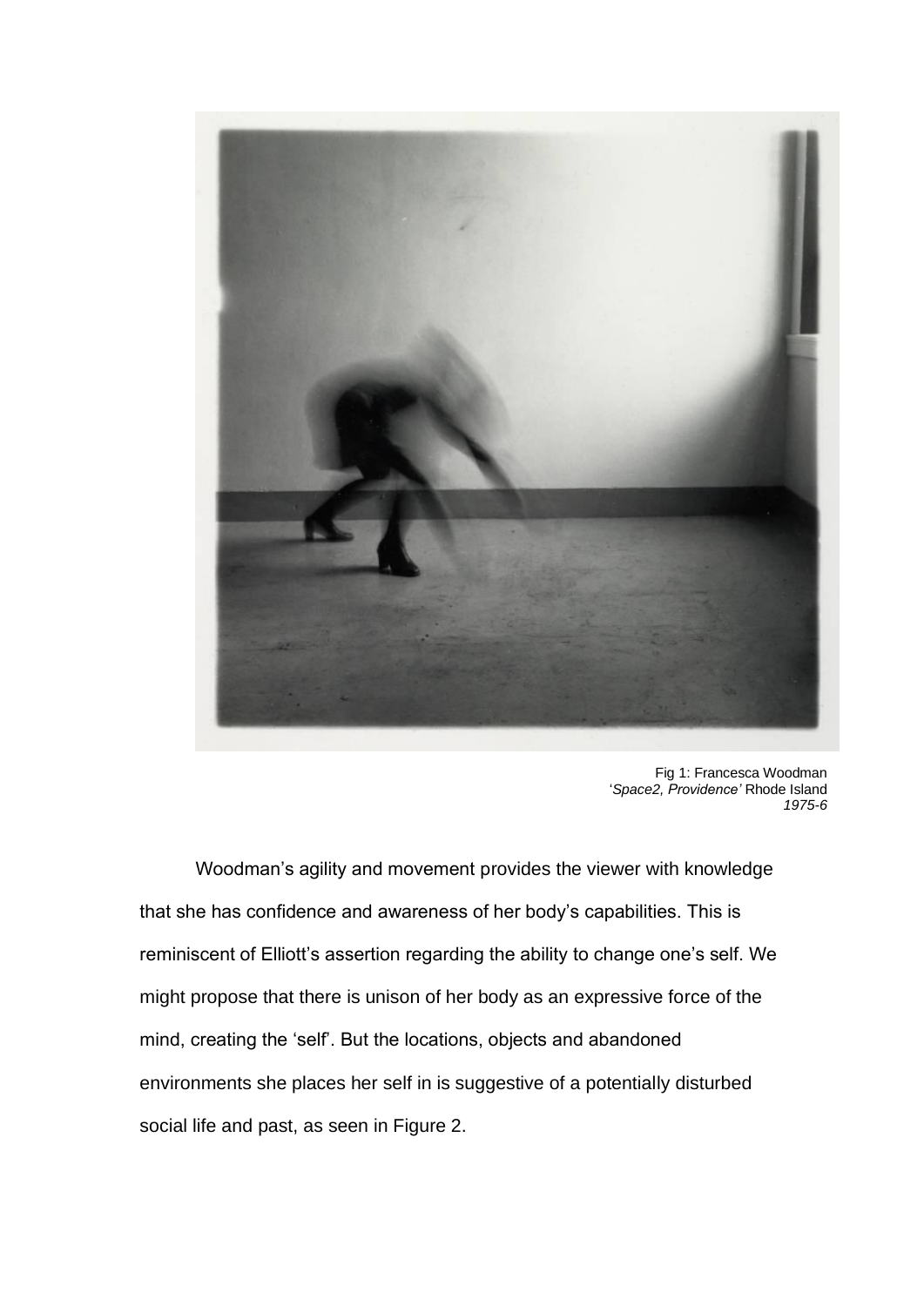Fig 1: Francesca Woodman
'*Space2, Providence'* Rhode Island
*1975-6*

Woodman's agility and movement provides the viewer with knowledge that she has confidence and awareness of her body's capabilities. This is reminiscent of Elliott's assertion regarding the ability to change one's self. We might propose that there is unison of her body as an expressive force of the mind, creating the 'self'. But the locations, objects and abandoned environments she places her self in is suggestive of a potentially disturbed social life and past, as seen in Figure 2.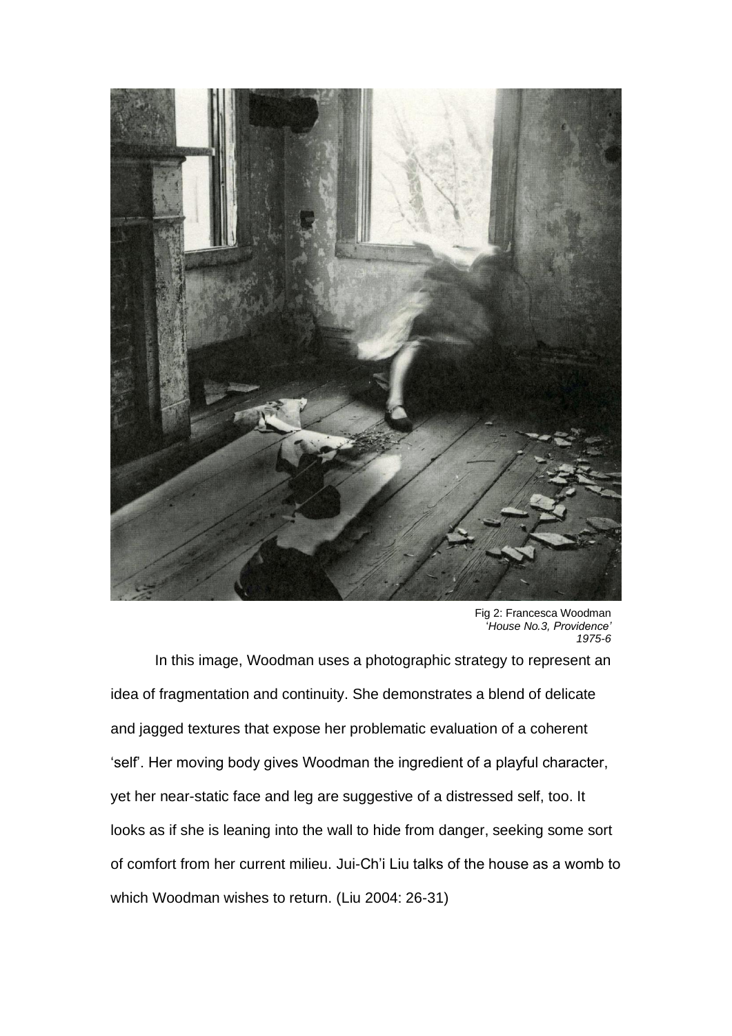Fig 2: Francesca Woodman
*'House No.3, Providence'*
*1975-6*

In this image, Woodman uses a photographic strategy to represent an idea of fragmentation and continuity. She demonstrates a blend of delicate and jagged textures that expose her problematic evaluation of a coherent 'self'. Her moving body gives Woodman the ingredient of a playful character, yet her near-static face and leg are suggestive of a distressed self, too. It looks as if she is leaning into the wall to hide from danger, seeking some sort of comfort from her current milieu. Jui-Ch'i Liu talks of the house as a womb to which Woodman wishes to return. (Liu 2004: 26-31)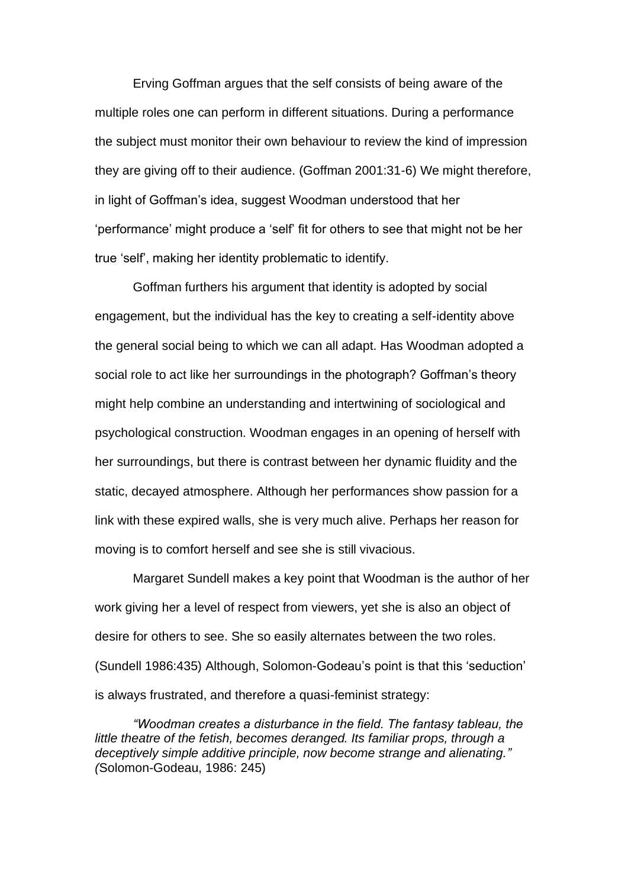Erving Goffman argues that the self consists of being aware of the multiple roles one can perform in different situations. During a performance the subject must monitor their own behaviour to review the kind of impression they are giving off to their audience. (Goffman 2001:31-6) We might therefore, in light of Goffman's idea, suggest Woodman understood that her 'performance' might produce a 'self' fit for others to see that might not be her true 'self', making her identity problematic to identify.

Goffman furthers his argument that identity is adopted by social engagement, but the individual has the key to creating a self-identity above the general social being to which we can all adapt. Has Woodman adopted a social role to act like her surroundings in the photograph? Goffman's theory might help combine an understanding and intertwining of sociological and psychological construction. Woodman engages in an opening of herself with her surroundings, but there is contrast between her dynamic fluidity and the static, decayed atmosphere. Although her performances show passion for a link with these expired walls, she is very much alive. Perhaps her reason for moving is to comfort herself and see she is still vivacious.

Margaret Sundell makes a key point that Woodman is the author of her work giving her a level of respect from viewers, yet she is also an object of desire for others to see. She so easily alternates between the two roles. (Sundell 1986:435) Although, Solomon-Godeau's point is that this 'seduction' is always frustrated, and therefore a quasi-feminist strategy:

> *"Woodman creates a disturbance in the field. The fantasy tableau, the little theatre of the fetish, becomes deranged. Its familiar props, through a deceptively simple additive principle, now become strange and alienating."* (Solomon-Godeau, 1986: 245)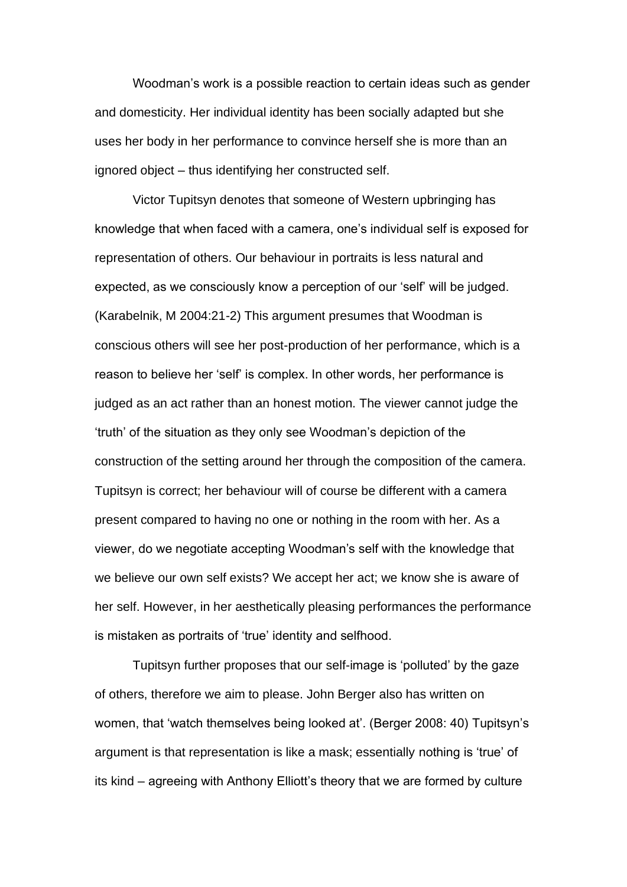Woodman's work is a possible reaction to certain ideas such as gender and domesticity. Her individual identity has been socially adapted but she uses her body in her performance to convince herself she is more than an ignored object – thus identifying her constructed self.

Victor Tupitsyn denotes that someone of Western upbringing has knowledge that when faced with a camera, one's individual self is exposed for representation of others. Our behaviour in portraits is less natural and expected, as we consciously know a perception of our 'self' will be judged. (Karabelnik, M 2004:21-2) This argument presumes that Woodman is conscious others will see her post-production of her performance, which is a reason to believe her 'self' is complex. In other words, her performance is judged as an act rather than an honest motion. The viewer cannot judge the 'truth' of the situation as they only see Woodman's depiction of the construction of the setting around her through the composition of the camera. Tupitsyn is correct; her behaviour will of course be different with a camera present compared to having no one or nothing in the room with her. As a viewer, do we negotiate accepting Woodman's self with the knowledge that we believe our own self exists? We accept her act; we know she is aware of her self. However, in her aesthetically pleasing performances the performance is mistaken as portraits of 'true' identity and selfhood.

Tupitsyn further proposes that our self-image is 'polluted' by the gaze of others, therefore we aim to please. John Berger also has written on women, that 'watch themselves being looked at'. (Berger 2008: 40) Tupitsyn's argument is that representation is like a mask; essentially nothing is 'true' of its kind – agreeing with Anthony Elliott's theory that we are formed by culture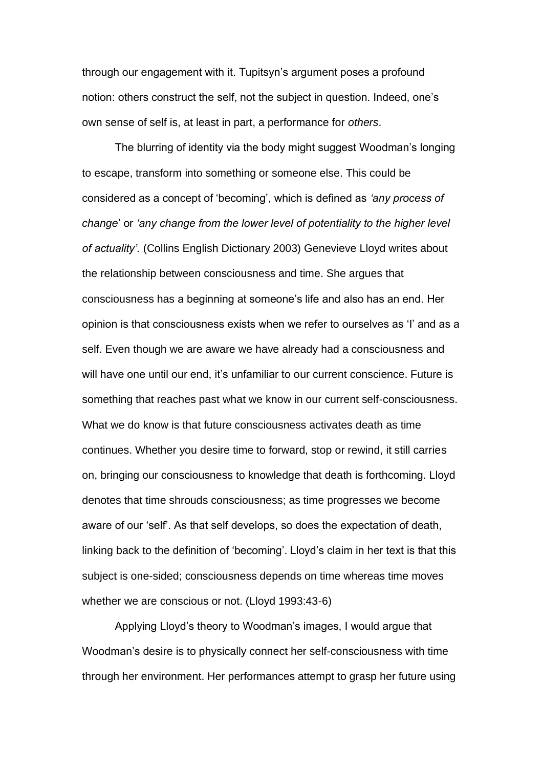through our engagement with it. Tupitsyn's argument poses a profound notion: others construct the self, not the subject in question. Indeed, one's own sense of self is, at least in part, a performance for *others*.

The blurring of identity via the body might suggest Woodman's longing to escape, transform into something or someone else. This could be considered as a concept of 'becoming', which is defined as *'any process of change*' or *'any change from the lower level of potentiality to the higher level of actuality'.* (Collins English Dictionary 2003) Genevieve Lloyd writes about the relationship between consciousness and time. She argues that consciousness has a beginning at someone's life and also has an end. Her opinion is that consciousness exists when we refer to ourselves as 'I' and as a self. Even though we are aware we have already had a consciousness and will have one until our end, it's unfamiliar to our current conscience. Future is something that reaches past what we know in our current self-consciousness. What we do know is that future consciousness activates death as time continues. Whether you desire time to forward, stop or rewind, it still carries on, bringing our consciousness to knowledge that death is forthcoming. Lloyd denotes that time shrouds consciousness; as time progresses we become aware of our 'self'. As that self develops, so does the expectation of death, linking back to the definition of 'becoming'. Lloyd's claim in her text is that this subject is one-sided; consciousness depends on time whereas time moves whether we are conscious or not. (Lloyd 1993:43-6)

Applying Lloyd's theory to Woodman's images, I would argue that Woodman's desire is to physically connect her self-consciousness with time through her environment. Her performances attempt to grasp her future using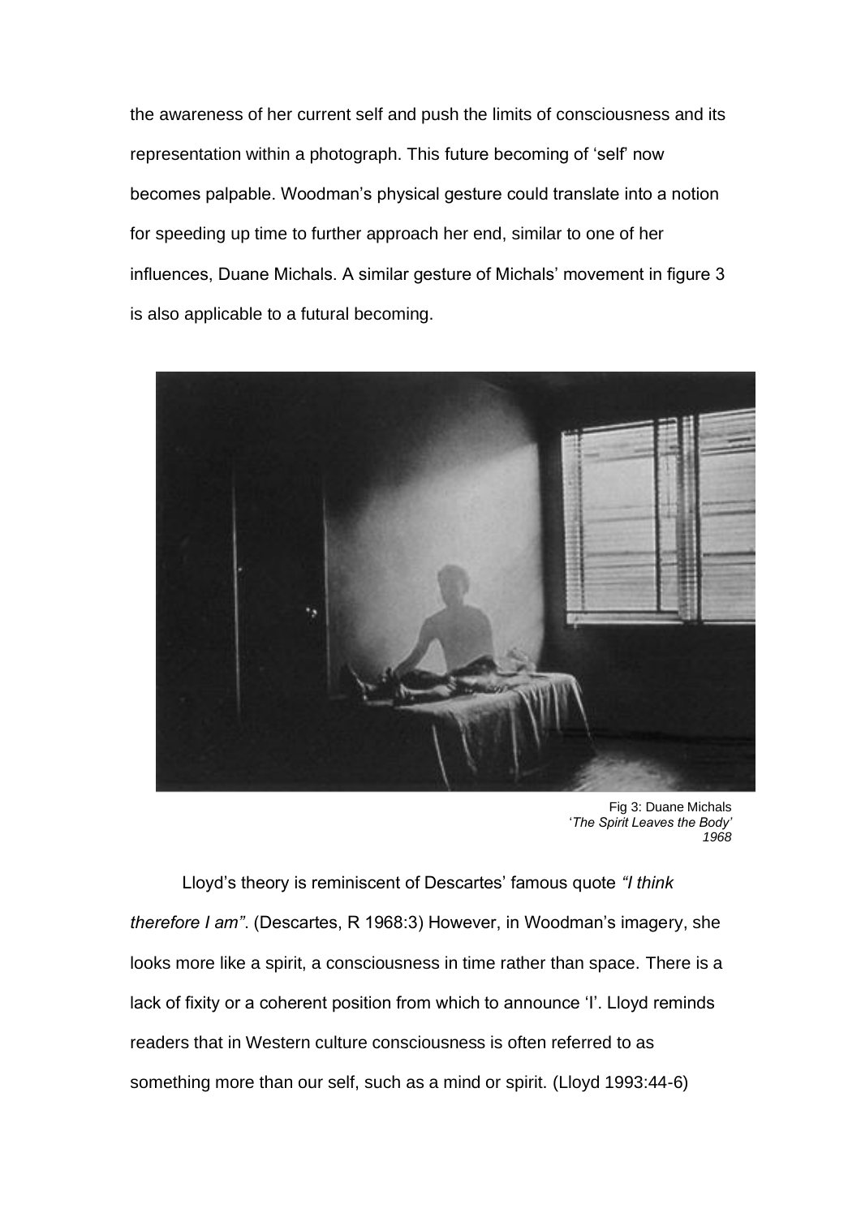the awareness of her current self and push the limits of consciousness and its representation within a photograph. This future becoming of 'self' now becomes palpable. Woodman's physical gesture could translate into a notion for speeding up time to further approach her end, similar to one of her influences, Duane Michals. A similar gesture of Michals' movement in figure 3 is also applicable to a futural becoming.

Fig 3: Duane Michals
'*The Spirit Leaves the Body'*
*1968*

Lloyd's theory is reminiscent of Descartes' famous quote *"I think therefore I am"*. (Descartes, R 1968:3) However, in Woodman's imagery, she looks more like a spirit, a consciousness in time rather than space. There is a lack of fixity or a coherent position from which to announce 'I'. Lloyd reminds readers that in Western culture consciousness is often referred to as something more than our self, such as a mind or spirit. (Lloyd 1993:44-6)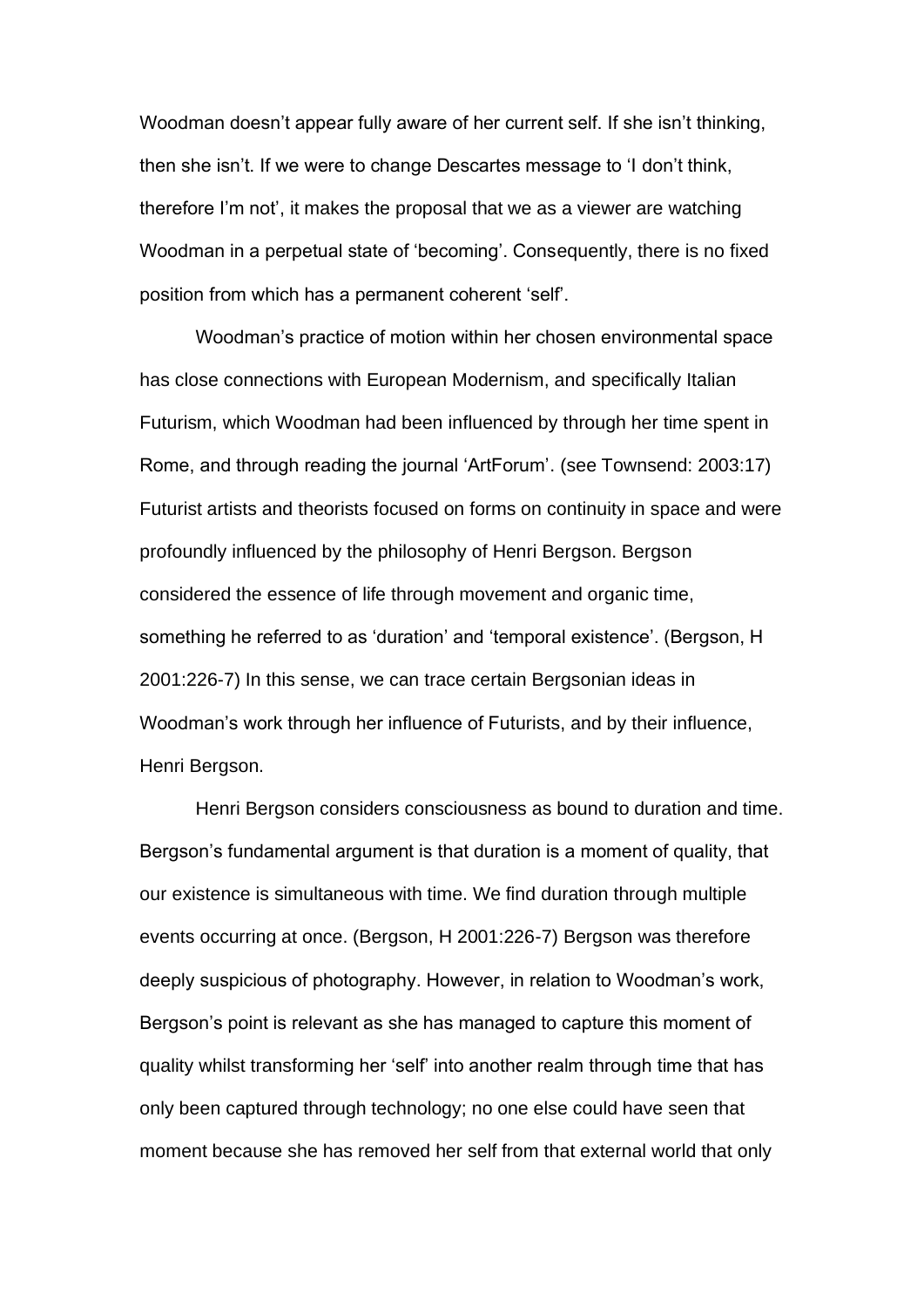Woodman doesn't appear fully aware of her current self. If she isn't thinking, then she isn't. If we were to change Descartes message to 'I don't think, therefore I'm not', it makes the proposal that we as a viewer are watching Woodman in a perpetual state of 'becoming'. Consequently, there is no fixed position from which has a permanent coherent 'self'.

Woodman's practice of motion within her chosen environmental space has close connections with European Modernism, and specifically Italian Futurism, which Woodman had been influenced by through her time spent in Rome, and through reading the journal 'ArtForum'. (see Townsend: 2003:17) Futurist artists and theorists focused on forms on continuity in space and were profoundly influenced by the philosophy of Henri Bergson. Bergson considered the essence of life through movement and organic time, something he referred to as 'duration' and 'temporal existence'. (Bergson, H 2001:226-7) In this sense, we can trace certain Bergsonian ideas in Woodman's work through her influence of Futurists, and by their influence, Henri Bergson.

Henri Bergson considers consciousness as bound to duration and time. Bergson's fundamental argument is that duration is a moment of quality, that our existence is simultaneous with time. We find duration through multiple events occurring at once. (Bergson, H 2001:226-7) Bergson was therefore deeply suspicious of photography. However, in relation to Woodman's work, Bergson's point is relevant as she has managed to capture this moment of quality whilst transforming her 'self' into another realm through time that has only been captured through technology; no one else could have seen that moment because she has removed her self from that external world that only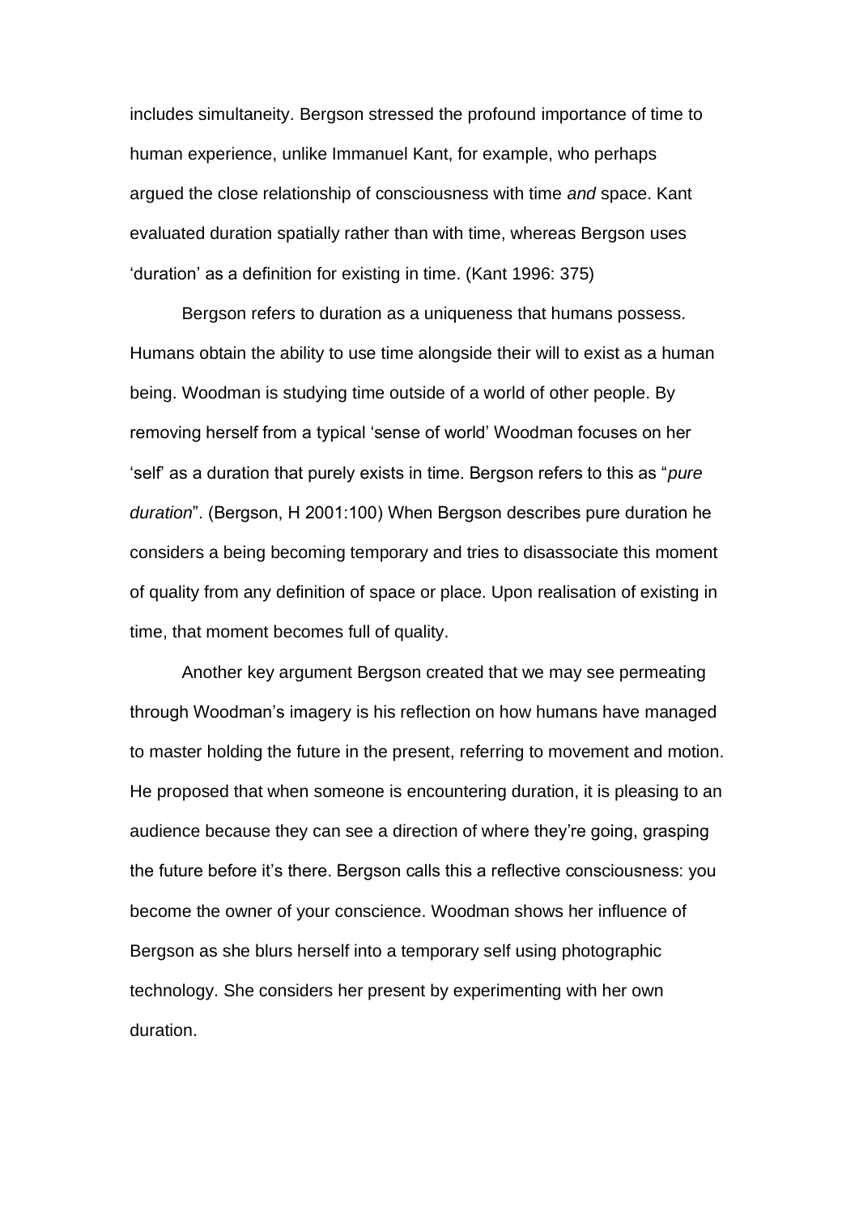includes simultaneity. Bergson stressed the profound importance of time to human experience, unlike Immanuel Kant, for example, who perhaps argued the close relationship of consciousness with time *and* space. Kant evaluated duration spatially rather than with time, whereas Bergson uses 'duration' as a definition for existing in time. (Kant 1996: 375)

Bergson refers to duration as a uniqueness that humans possess. Humans obtain the ability to use time alongside their will to exist as a human being. Woodman is studying time outside of a world of other people. By removing herself from a typical 'sense of world' Woodman focuses on her 'self' as a duration that purely exists in time. Bergson refers to this as "*pure duration*". (Bergson, H 2001:100) When Bergson describes pure duration he considers a being becoming temporary and tries to disassociate this moment of quality from any definition of space or place. Upon realisation of existing in time, that moment becomes full of quality.

Another key argument Bergson created that we may see permeating through Woodman's imagery is his reflection on how humans have managed to master holding the future in the present, referring to movement and motion. He proposed that when someone is encountering duration, it is pleasing to an audience because they can see a direction of where they're going, grasping the future before it's there. Bergson calls this a reflective consciousness: you become the owner of your conscience. Woodman shows her influence of Bergson as she blurs herself into a temporary self using photographic technology. She considers her present by experimenting with her own duration.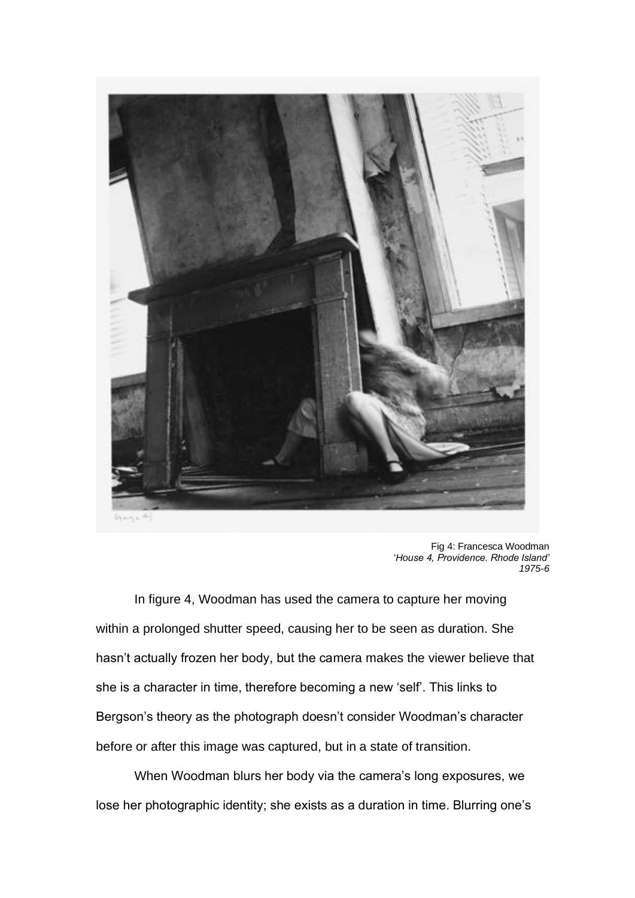Fig 4: Francesca Woodman
'*House 4, Providence. Rhode Island'*
*1975-6*

In figure 4, Woodman has used the camera to capture her moving within a prolonged shutter speed, causing her to be seen as duration. She hasn't actually frozen her body, but the camera makes the viewer believe that she is a character in time, therefore becoming a new 'self'. This links to Bergson's theory as the photograph doesn't consider Woodman's character before or after this image was captured, but in a state of transition.

When Woodman blurs her body via the camera's long exposures, we lose her photographic identity; she exists as a duration in time. Blurring one's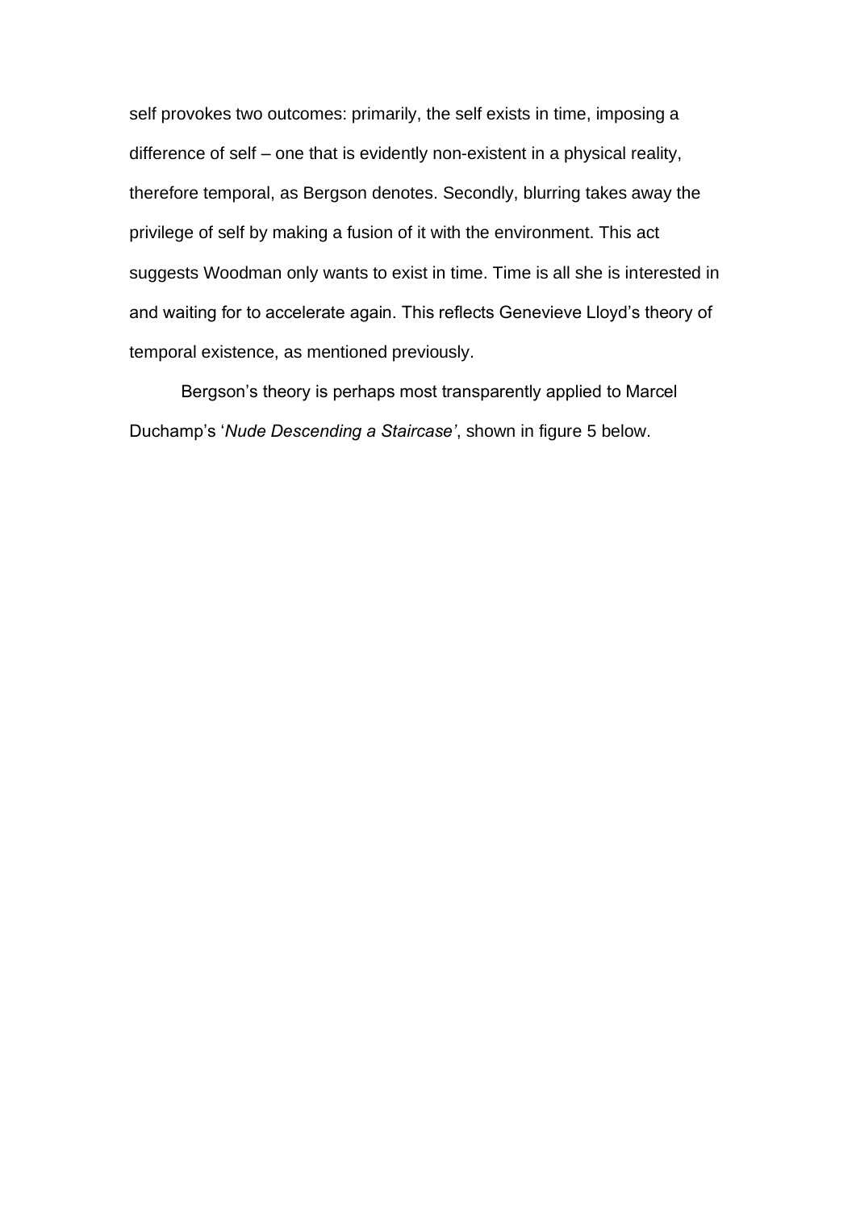self provokes two outcomes: primarily, the self exists in time, imposing a difference of self – one that is evidently non-existent in a physical reality, therefore temporal, as Bergson denotes. Secondly, blurring takes away the privilege of self by making a fusion of it with the environment. This act suggests Woodman only wants to exist in time. Time is all she is interested in and waiting for to accelerate again. This reflects Genevieve Lloyd's theory of temporal existence, as mentioned previously.

Bergson's theory is perhaps most transparently applied to Marcel Duchamp's '*Nude Descending a Staircase'*, shown in figure 5 below.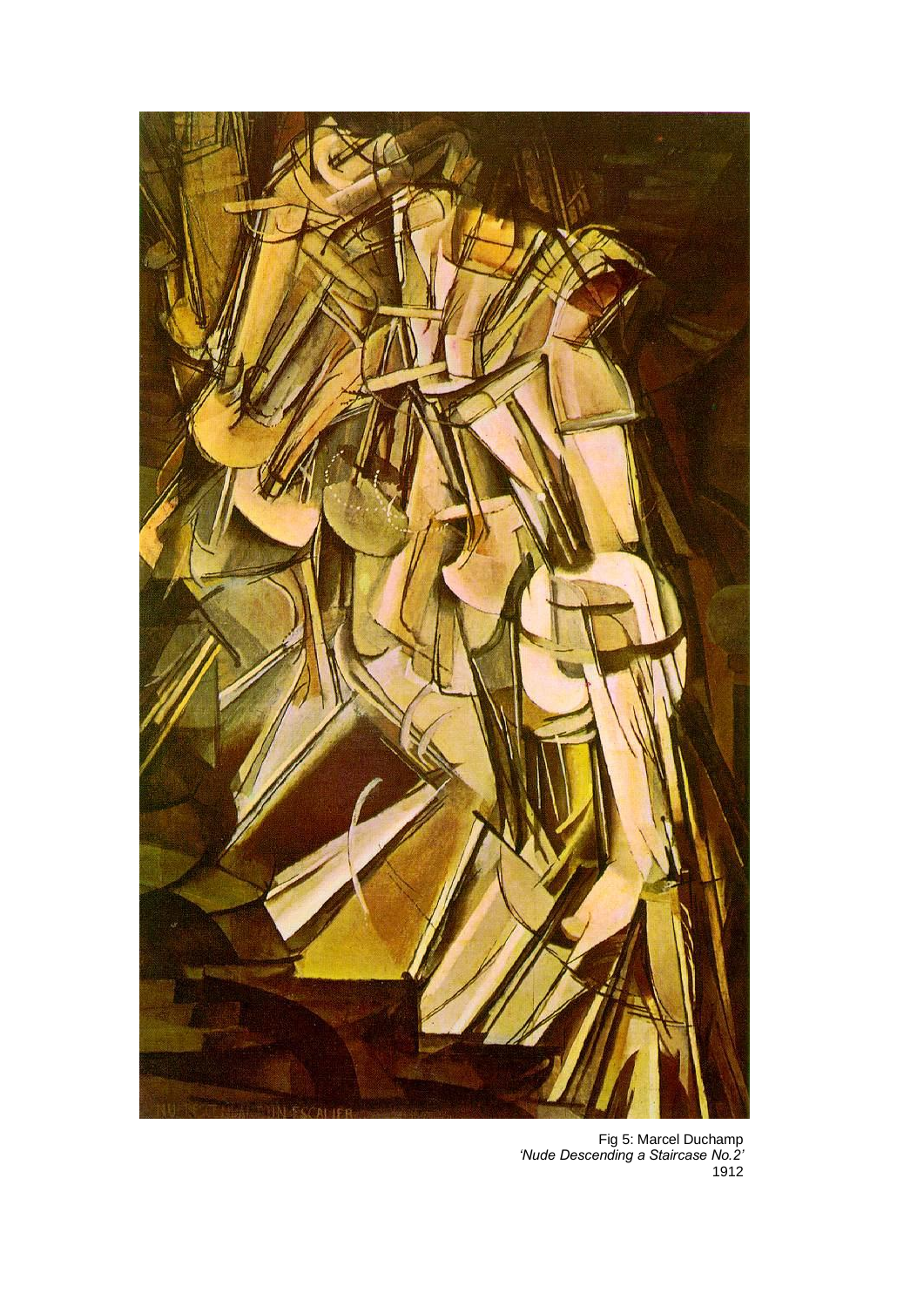Fig 5: Marcel Duchamp
*'Nude Descending a Staircase No.2'*
1912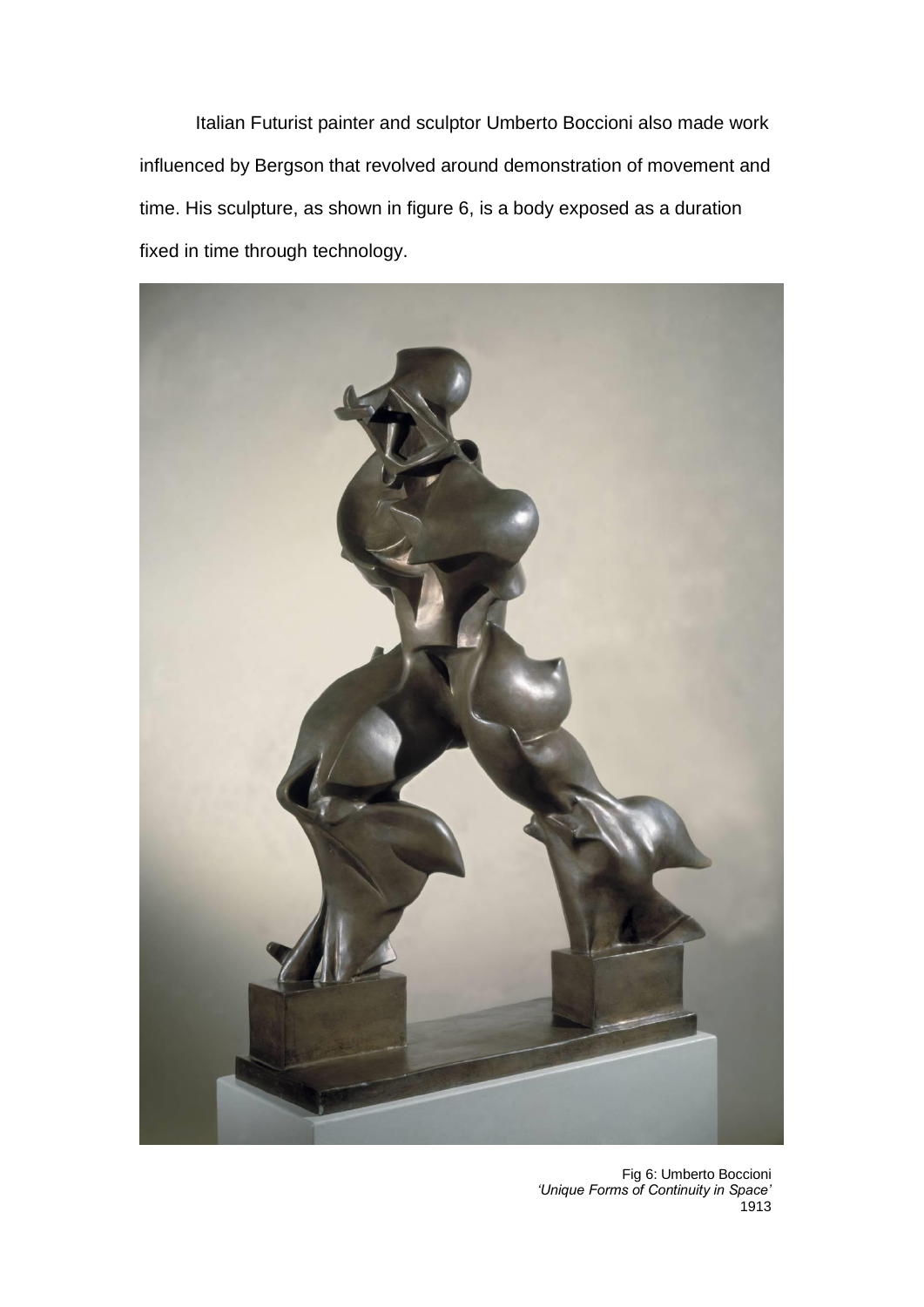Italian Futurist painter and sculptor Umberto Boccioni also made work influenced by Bergson that revolved around demonstration of movement and time. His sculpture, as shown in figure 6, is a body exposed as a duration fixed in time through technology.

Fig 6: Umberto Boccioni
*'Unique Forms of Continuity in Space'*
1913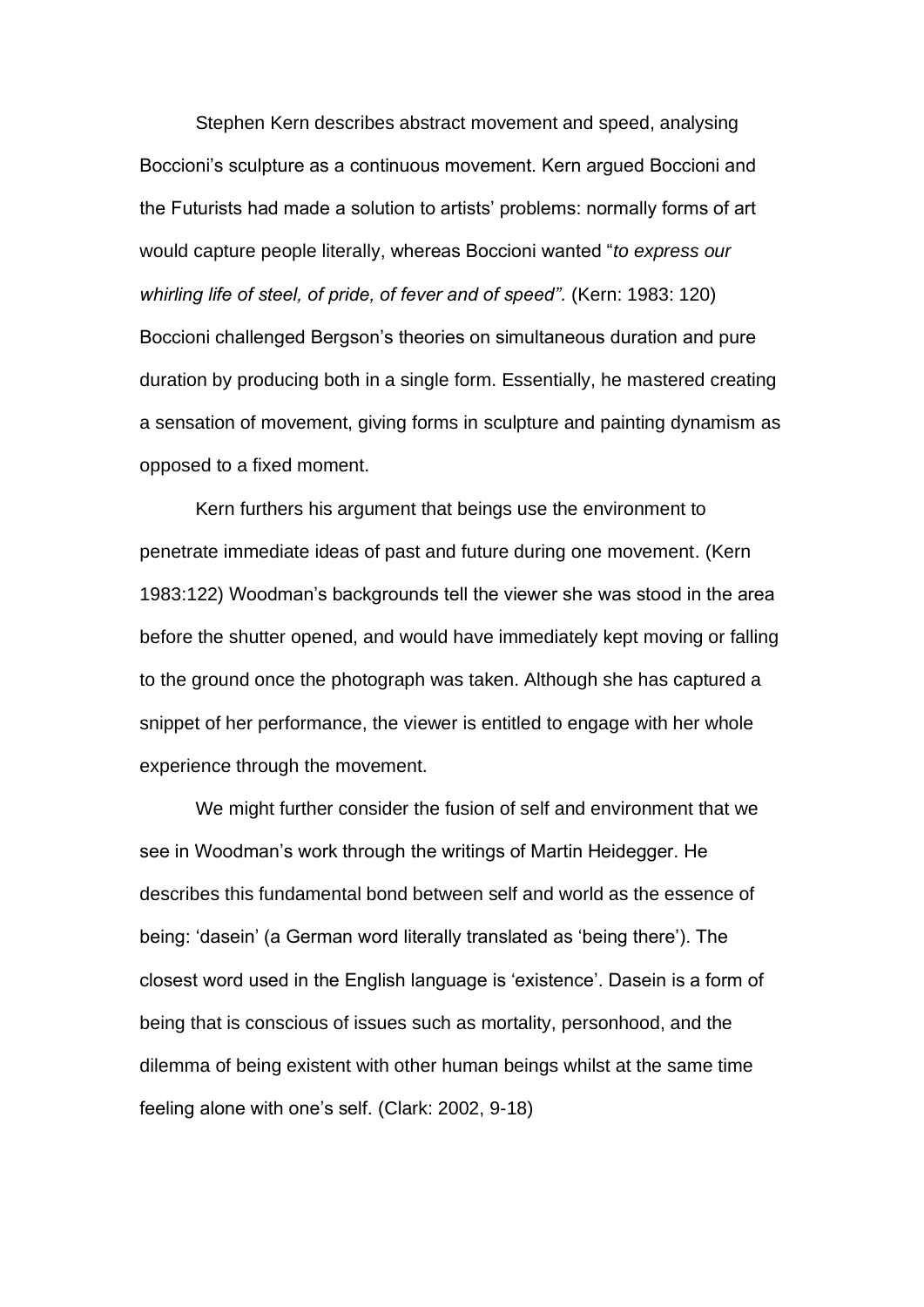Stephen Kern describes abstract movement and speed, analysing Boccioni's sculpture as a continuous movement. Kern argued Boccioni and the Futurists had made a solution to artists' problems: normally forms of art would capture people literally, whereas Boccioni wanted "*to express our whirling life of steel, of pride, of fever and of speed".* (Kern: 1983: 120) Boccioni challenged Bergson's theories on simultaneous duration and pure duration by producing both in a single form. Essentially, he mastered creating a sensation of movement, giving forms in sculpture and painting dynamism as opposed to a fixed moment.

Kern furthers his argument that beings use the environment to penetrate immediate ideas of past and future during one movement. (Kern 1983:122) Woodman's backgrounds tell the viewer she was stood in the area before the shutter opened, and would have immediately kept moving or falling to the ground once the photograph was taken. Although she has captured a snippet of her performance, the viewer is entitled to engage with her whole experience through the movement.

We might further consider the fusion of self and environment that we see in Woodman's work through the writings of Martin Heidegger. He describes this fundamental bond between self and world as the essence of being: 'dasein' (a German word literally translated as 'being there'). The closest word used in the English language is 'existence'. Dasein is a form of being that is conscious of issues such as mortality, personhood, and the dilemma of being existent with other human beings whilst at the same time feeling alone with one's self. (Clark: 2002, 9-18)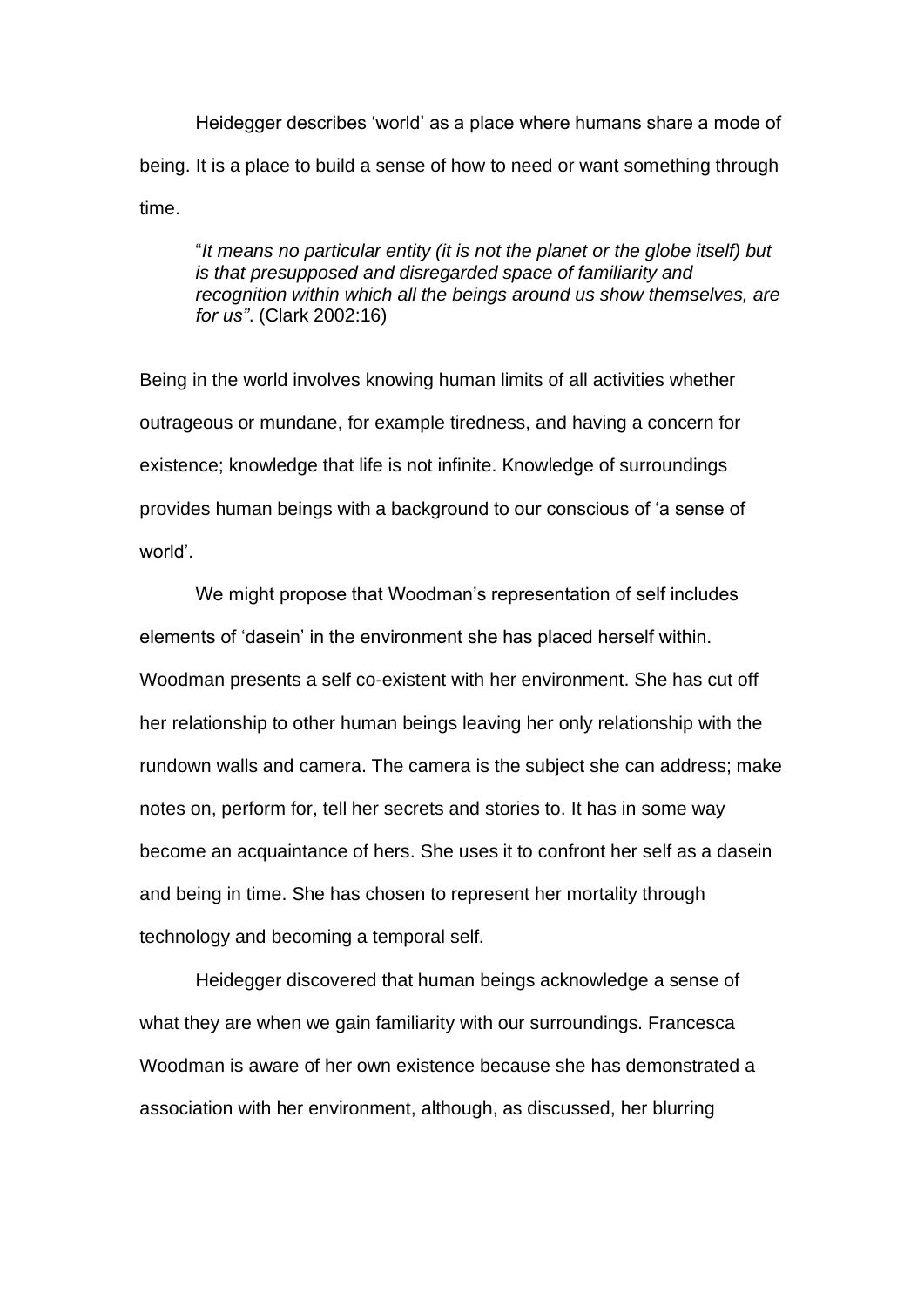Heidegger describes 'world' as a place where humans share a mode of being. It is a place to build a sense of how to need or want something through time.

> "*It means no particular entity (it is not the planet or the globe itself) but is that presupposed and disregarded space of familiarity and recognition within which all the beings around us show themselves, are for us"*. (Clark 2002:16)

Being in the world involves knowing human limits of all activities whether outrageous or mundane, for example tiredness, and having a concern for existence; knowledge that life is not infinite. Knowledge of surroundings provides human beings with a background to our conscious of 'a sense of world'.

We might propose that Woodman's representation of self includes elements of 'dasein' in the environment she has placed herself within. Woodman presents a self co-existent with her environment. She has cut off her relationship to other human beings leaving her only relationship with the rundown walls and camera. The camera is the subject she can address; make notes on, perform for, tell her secrets and stories to. It has in some way become an acquaintance of hers. She uses it to confront her self as a dasein and being in time. She has chosen to represent her mortality through technology and becoming a temporal self.

Heidegger discovered that human beings acknowledge a sense of what they are when we gain familiarity with our surroundings. Francesca Woodman is aware of her own existence because she has demonstrated a association with her environment, although, as discussed, her blurring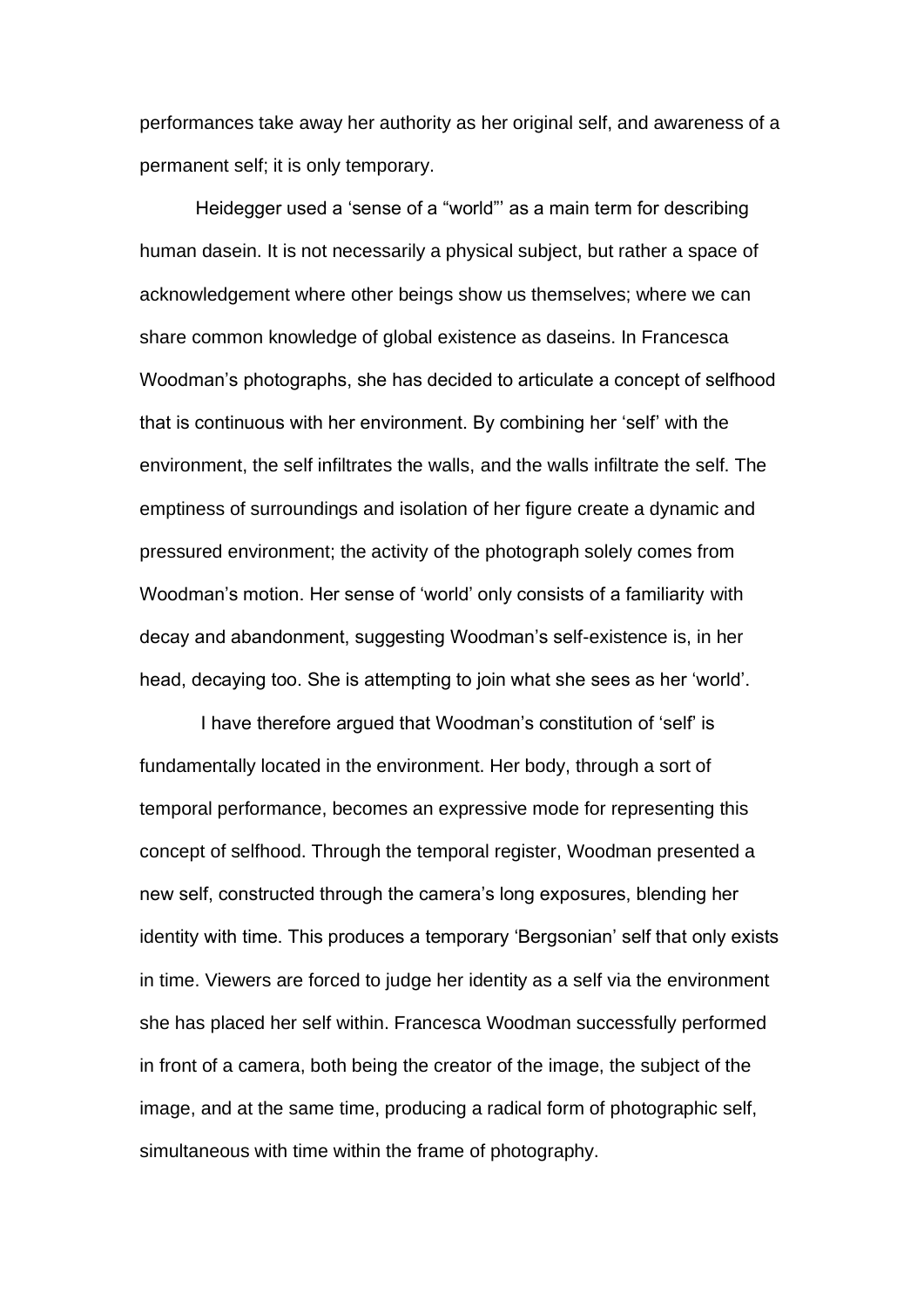performances take away her authority as her original self, and awareness of a permanent self; it is only temporary.

Heidegger used a 'sense of a "world"' as a main term for describing human dasein. It is not necessarily a physical subject, but rather a space of acknowledgement where other beings show us themselves; where we can share common knowledge of global existence as daseins. In Francesca Woodman's photographs, she has decided to articulate a concept of selfhood that is continuous with her environment. By combining her 'self' with the environment, the self infiltrates the walls, and the walls infiltrate the self. The emptiness of surroundings and isolation of her figure create a dynamic and pressured environment; the activity of the photograph solely comes from Woodman's motion. Her sense of 'world' only consists of a familiarity with decay and abandonment, suggesting Woodman's self-existence is, in her head, decaying too. She is attempting to join what she sees as her 'world'.

I have therefore argued that Woodman's constitution of 'self' is fundamentally located in the environment. Her body, through a sort of temporal performance, becomes an expressive mode for representing this concept of selfhood. Through the temporal register, Woodman presented a new self, constructed through the camera's long exposures, blending her identity with time. This produces a temporary 'Bergsonian' self that only exists in time. Viewers are forced to judge her identity as a self via the environment she has placed her self within. Francesca Woodman successfully performed in front of a camera, both being the creator of the image, the subject of the image, and at the same time, producing a radical form of photographic self, simultaneous with time within the frame of photography.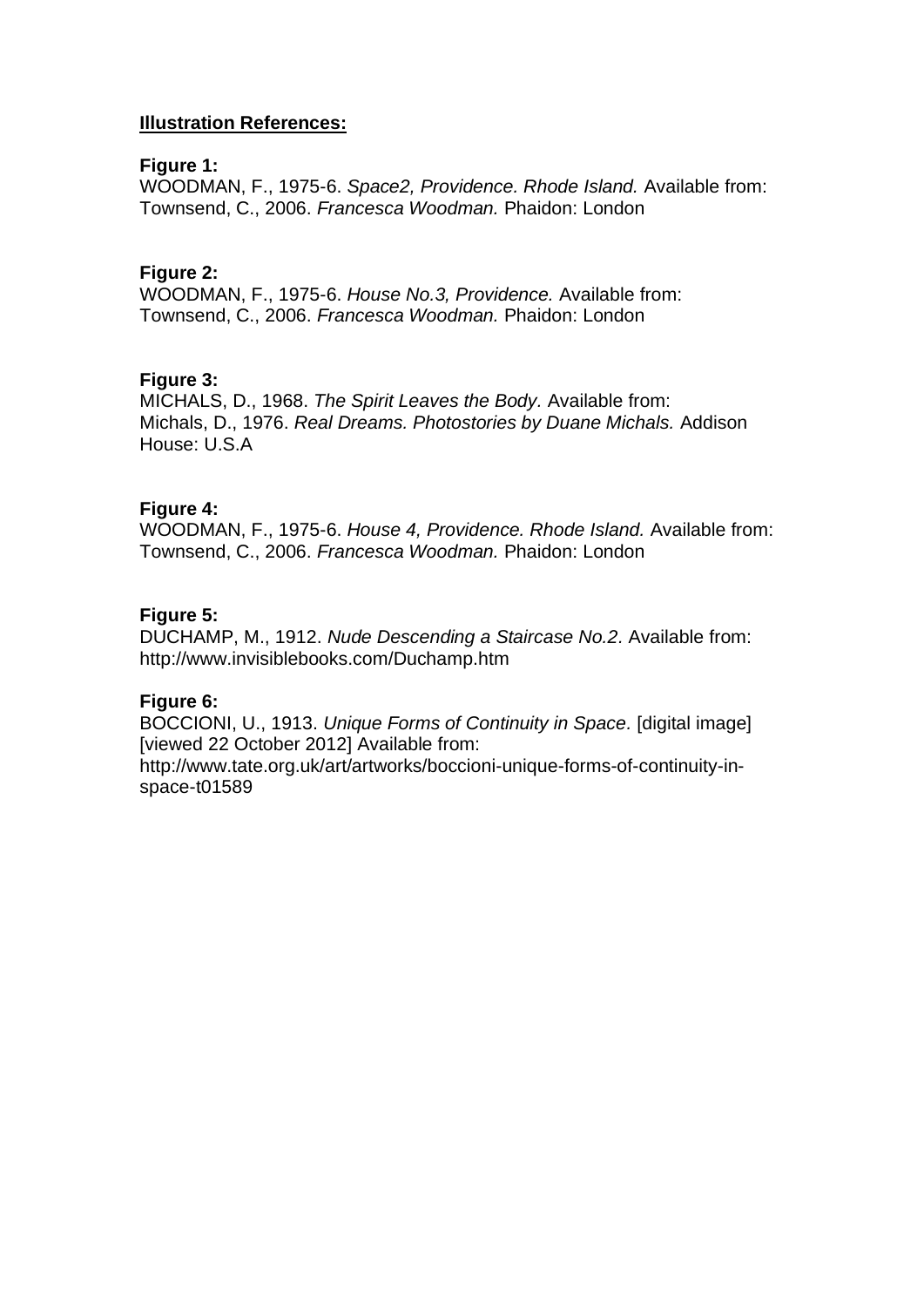**Illustration References:**

**Figure 1:**
WOODMAN, F., 1975-6. *Space2, Providence. Rhode Island.* Available from: Townsend, C., 2006. *Francesca Woodman.* Phaidon: London

**Figure 2:**
WOODMAN, F., 1975-6. *House No.3, Providence.* Available from: Townsend, C., 2006. *Francesca Woodman.* Phaidon: London

**Figure 3:**
MICHALS, D., 1968. *The Spirit Leaves the Body.* Available from: Michals, D., 1976. *Real Dreams. Photostories by Duane Michals.* Addison House: U.S.A

**Figure 4:**
WOODMAN, F., 1975-6. *House 4, Providence. Rhode Island.* Available from: Townsend, C., 2006. *Francesca Woodman.* Phaidon: London

**Figure 5:**
DUCHAMP, M., 1912. *Nude Descending a Staircase No.2.* Available from: http://www.invisiblebooks.com/Duchamp.htm

**Figure 6:**
BOCCIONI, U., 1913. *Unique Forms of Continuity in Space.* [digital image] [viewed 22 October 2012] Available from: http://www.tate.org.uk/art/artworks/boccioni-unique-forms-of-continuity-in-space-t01589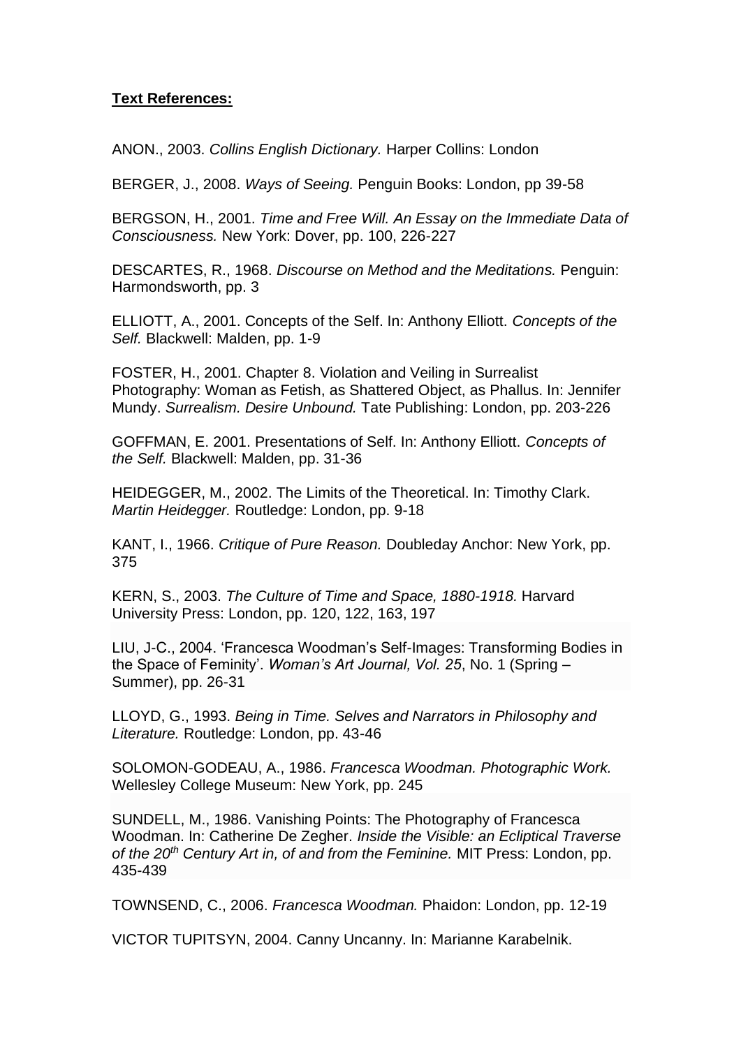**Text References:**

ANON., 2003. *Collins English Dictionary.* Harper Collins: London

BERGER, J., 2008. *Ways of Seeing.* Penguin Books: London, pp 39-58

BERGSON, H., 2001. *Time and Free Will. An Essay on the Immediate Data of Consciousness.* New York: Dover, pp. 100, 226-227

DESCARTES, R., 1968. *Discourse on Method and the Meditations.* Penguin: Harmondsworth, pp. 3

ELLIOTT, A., 2001. Concepts of the Self. In: Anthony Elliott. *Concepts of the Self.* Blackwell: Malden, pp. 1-9

FOSTER, H., 2001. Chapter 8. Violation and Veiling in Surrealist Photography: Woman as Fetish, as Shattered Object, as Phallus. In: Jennifer Mundy. *Surrealism. Desire Unbound.* Tate Publishing: London, pp. 203-226

GOFFMAN, E. 2001. Presentations of Self. In: Anthony Elliott. *Concepts of the Self.* Blackwell: Malden, pp. 31-36

HEIDEGGER, M., 2002. The Limits of the Theoretical. In: Timothy Clark. *Martin Heidegger.* Routledge: London, pp. 9-18

KANT, I., 1966. *Critique of Pure Reason.* Doubleday Anchor: New York, pp. 375

KERN, S., 2003. *The Culture of Time and Space, 1880-1918.* Harvard University Press: London, pp. 120, 122, 163, 197

LIU, J-C., 2004. 'Francesca Woodman's Self-Images: Transforming Bodies in the Space of Feminity'. *Woman's Art Journal, Vol. 25*, No. 1 (Spring – Summer), pp. 26-31

LLOYD, G., 1993. *Being in Time. Selves and Narrators in Philosophy and Literature.* Routledge: London, pp. 43-46

SOLOMON-GODEAU, A., 1986. *Francesca Woodman. Photographic Work.* Wellesley College Museum: New York, pp. 245

SUNDELL, M., 1986. Vanishing Points: The Photography of Francesca Woodman. In: Catherine De Zegher. *Inside the Visible: an Ecliptical Traverse of the 20th Century Art in, of and from the Feminine.* MIT Press: London, pp. 435-439

TOWNSEND, C., 2006. *Francesca Woodman.* Phaidon: London, pp. 12-19

VICTOR TUPITSYN, 2004. Canny Uncanny. In: Marianne Karabelnik.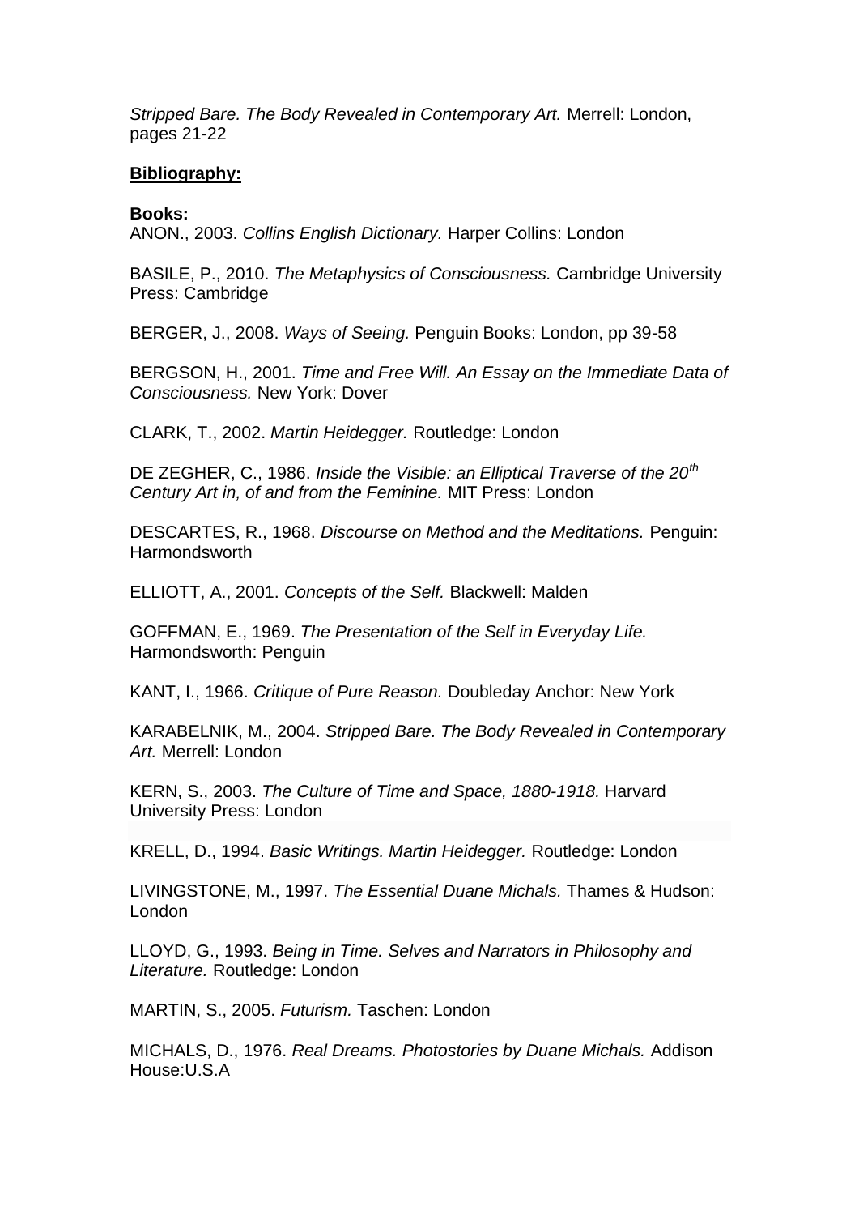*Stripped Bare. The Body Revealed in Contemporary Art.* Merrell: London, pages 21-22

**Bibliography:**

**Books:**

ANON., 2003. *Collins English Dictionary.* Harper Collins: London

BASILE, P., 2010. *The Metaphysics of Consciousness.* Cambridge University Press: Cambridge

BERGER, J., 2008. *Ways of Seeing.* Penguin Books: London, pp 39-58

BERGSON, H., 2001. *Time and Free Will. An Essay on the Immediate Data of Consciousness.* New York: Dover

CLARK, T., 2002. *Martin Heidegger.* Routledge: London

DE ZEGHER, C., 1986. *Inside the Visible: an Elliptical Traverse of the 20th Century Art in, of and from the Feminine.* MIT Press: London

DESCARTES, R., 1968. *Discourse on Method and the Meditations.* Penguin: Harmondsworth

ELLIOTT, A., 2001. *Concepts of the Self.* Blackwell: Malden

GOFFMAN, E., 1969. *The Presentation of the Self in Everyday Life.* Harmondsworth: Penguin

KANT, I., 1966. *Critique of Pure Reason.* Doubleday Anchor: New York

KARABELNIK, M., 2004. *Stripped Bare. The Body Revealed in Contemporary Art.* Merrell: London

KERN, S., 2003. *The Culture of Time and Space, 1880-1918.* Harvard University Press: London

KRELL, D., 1994. *Basic Writings. Martin Heidegger.* Routledge: London

LIVINGSTONE, M., 1997. *The Essential Duane Michals.* Thames & Hudson: London

LLOYD, G., 1993. *Being in Time. Selves and Narrators in Philosophy and Literature.* Routledge: London

MARTIN, S., 2005. *Futurism.* Taschen: London

MICHALS, D., 1976. *Real Dreams. Photostories by Duane Michals.* Addison House:U.S.A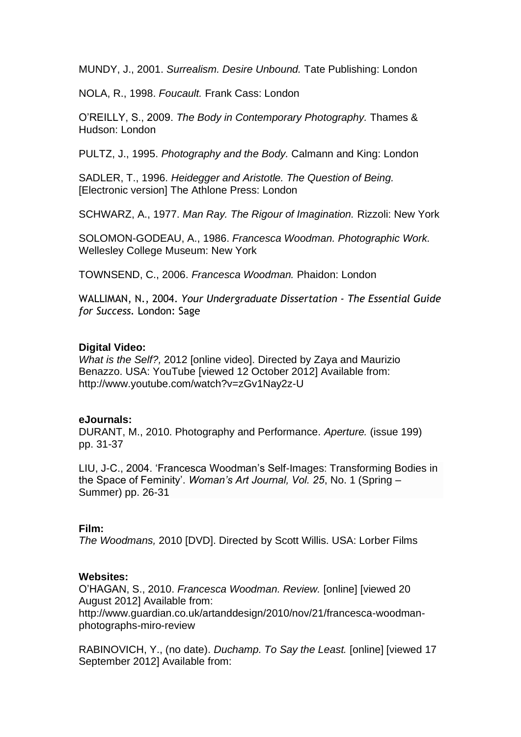MUNDY, J., 2001. *Surrealism. Desire Unbound.* Tate Publishing: London

NOLA, R., 1998. *Foucault.* Frank Cass: London

O'REILLY, S., 2009. *The Body in Contemporary Photography.* Thames & Hudson: London

PULTZ, J., 1995. *Photography and the Body.* Calmann and King: London

SADLER, T., 1996. *Heidegger and Aristotle. The Question of Being.* [Electronic version] The Athlone Press: London

SCHWARZ, A., 1977. *Man Ray. The Rigour of Imagination.* Rizzoli: New York

SOLOMON-GODEAU, A., 1986. *Francesca Woodman. Photographic Work.* Wellesley College Museum: New York

TOWNSEND, C., 2006. *Francesca Woodman.* Phaidon: London

WALLIMAN, N., 2004. *Your Undergraduate Dissertation - The Essential Guide for Success.* London: Sage

**Digital Video:**
*What is the Self?,* 2012 [online video]. Directed by Zaya and Maurizio Benazzo. USA: YouTube [viewed 12 October 2012] Available from: http://www.youtube.com/watch?v=zGv1Nay2z-U

**eJournals:**
DURANT, M., 2010. Photography and Performance. *Aperture.* (issue 199) pp. 31-37

LIU, J-C., 2004. 'Francesca Woodman's Self-Images: Transforming Bodies in the Space of Feminity'. *Woman's Art Journal, Vol. 25*, No. 1 (Spring – Summer) pp. 26-31

**Film:**
*The Woodmans,* 2010 [DVD]. Directed by Scott Willis. USA: Lorber Films

**Websites:**
O'HAGAN, S., 2010. *Francesca Woodman. Review.* [online] [viewed 20 August 2012] Available from: http://www.guardian.co.uk/artanddesign/2010/nov/21/francesca-woodman-photographs-miro-review

RABINOVICH, Y., (no date). *Duchamp. To Say the Least.* [online] [viewed 17 September 2012] Available from: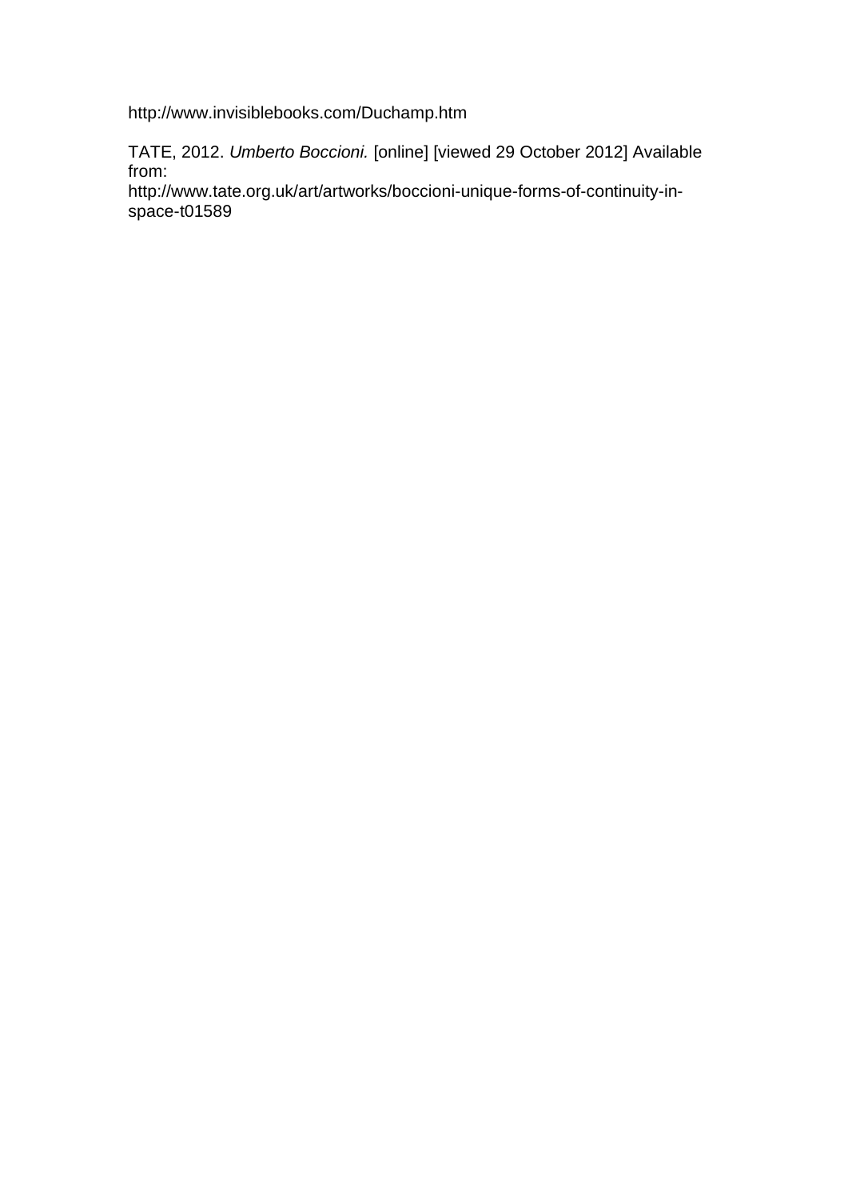http://www.invisiblebooks.com/Duchamp.htm

TATE, 2012. *Umberto Boccioni.* [online] [viewed 29 October 2012] Available from:
http://www.tate.org.uk/art/artworks/boccioni-unique-forms-of-continuity-in-space-t01589